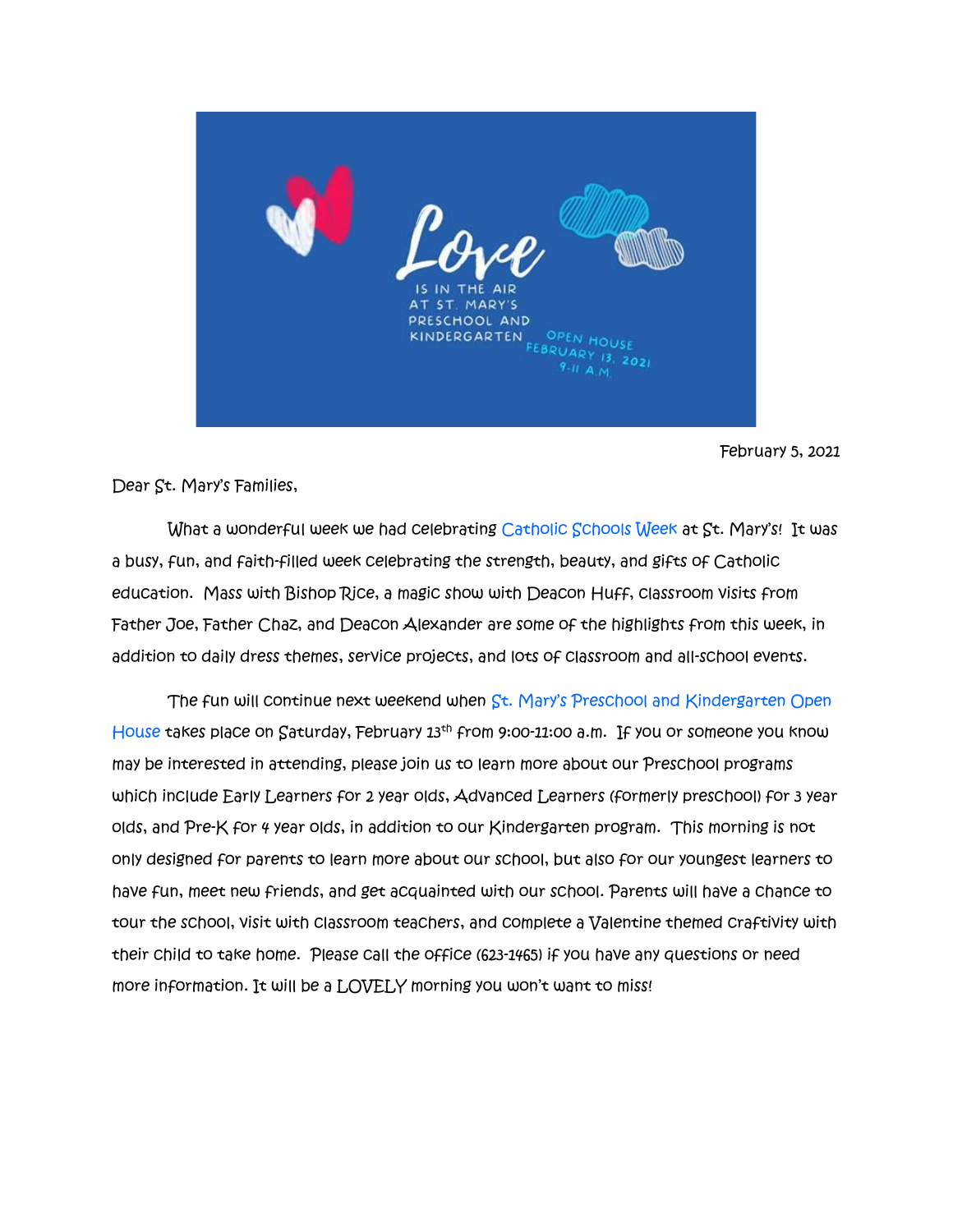Love is in the air at St. Mary's Preschool and Kindergarten

Open House February 13, 2021 9-11 A.M.

February 5, 2021

Dear St. Mary's Families,

What a wonderful week we had celebrating Catholic Schools Week at St. Mary's! It was a busy, fun, and faith-filled week celebrating the strength, beauty, and gifts of Catholic education. Mass with Bishop Rice, a magic show with Deacon Huff, classroom visits from Father Joe, Father Chaz, and Deacon Alexander are some of the highlights from this week, in addition to daily dress themes, service projects, and lots of classroom and all-school events.

The fun will continue next weekend when St. Mary's Preschool and Kindergarten Open House takes place on Saturday, February 13th from 9:00-11:00 a.m. If you or someone you know may be interested in attending, please join us to learn more about our Preschool programs which include Early Learners for 2 year olds, Advanced Learners (formerly preschool) for 3 year olds, and Pre-K for 4 year olds, in addition to our Kindergarten program. This morning is not only designed for parents to learn more about our school, but also for our youngest learners to have fun, meet new friends, and get acquainted with our school. Parents will have a chance to tour the school, visit with classroom teachers, and complete a Valentine themed craftivity with their child to take home. Please call the office (623-1465) if you have any questions or need more information. It will be a LOVELY morning you won't want to miss!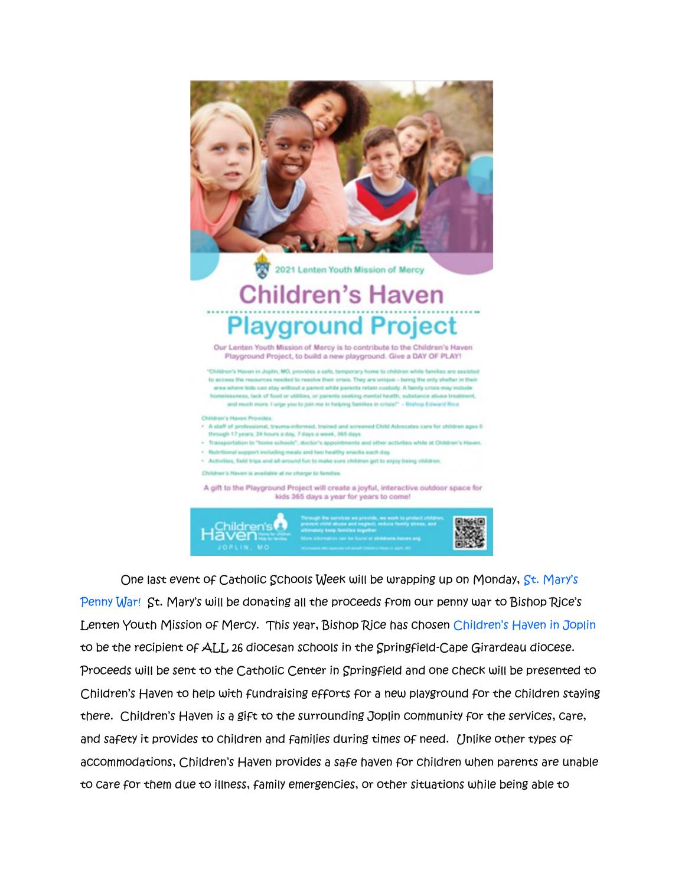2021 Lenten Youth Mission of Mercy

# Children's Haven

# Playground Project

Our Lenten Youth Mission of Mercy is to contribute to the Children's Haven Playground Project, to build a new playground. Give a DAY OF PLAY!

"Children's Haven in Joplin, MO, provides a safe, temporary home to children while families are assisted to access the resources needed to resolve their crisis. They are unique – being the only shelter in their area where kids can stay without a parent while parents retain custody. A family crisis may include homelessness, lack of food or utilities, or parents seeking mental health, substance abuse treatment, and much more. I urge you to join me in helping families in crisis!" - Bishop Edward Rice

Children's Haven Provides:

- A staff of professional, trauma-informed, trained and screened Child Advocates care for children ages 0 through 17 years, 24 hours a day, 7 days a week, 365 days
- Transportation to "home schools", doctor's appointments and other activities while at Children's Haven.
- Nutritional support including meals and two healthy snacks each day.
- Activities, field trips and all-around fun to make sure children get to enjoy being children.

*Children's Haven is available at no charge to families.*

A gift to the Playground Project will create a joyful, interactive outdoor space for kids 365 days a year for years to come!

Children's Haven – JOPLIN, MO

Through the services we provide, we work to protect children, prevent child abuse and neglect, reduce family stress, and ultimately keep families together.

More information can be found at childrens-haven.org

One last event of Catholic Schools Week will be wrapping up on Monday, St. Mary's Penny War! St. Mary's will be donating all the proceeds from our penny war to Bishop Rice's Lenten Youth Mission of Mercy. This year, Bishop Rice has chosen Children's Haven in Joplin to be the recipient of ALL 26 diocesan schools in the Springfield-Cape Girardeau diocese. Proceeds will be sent to the Catholic Center in Springfield and one check will be presented to Children's Haven to help with fundraising efforts for a new playground for the children staying there. Children's Haven is a gift to the surrounding Joplin community for the services, care, and safety it provides to children and families during times of need. Unlike other types of accommodations, Children's Haven provides a safe haven for children when parents are unable to care for them due to illness, family emergencies, or other situations while being able to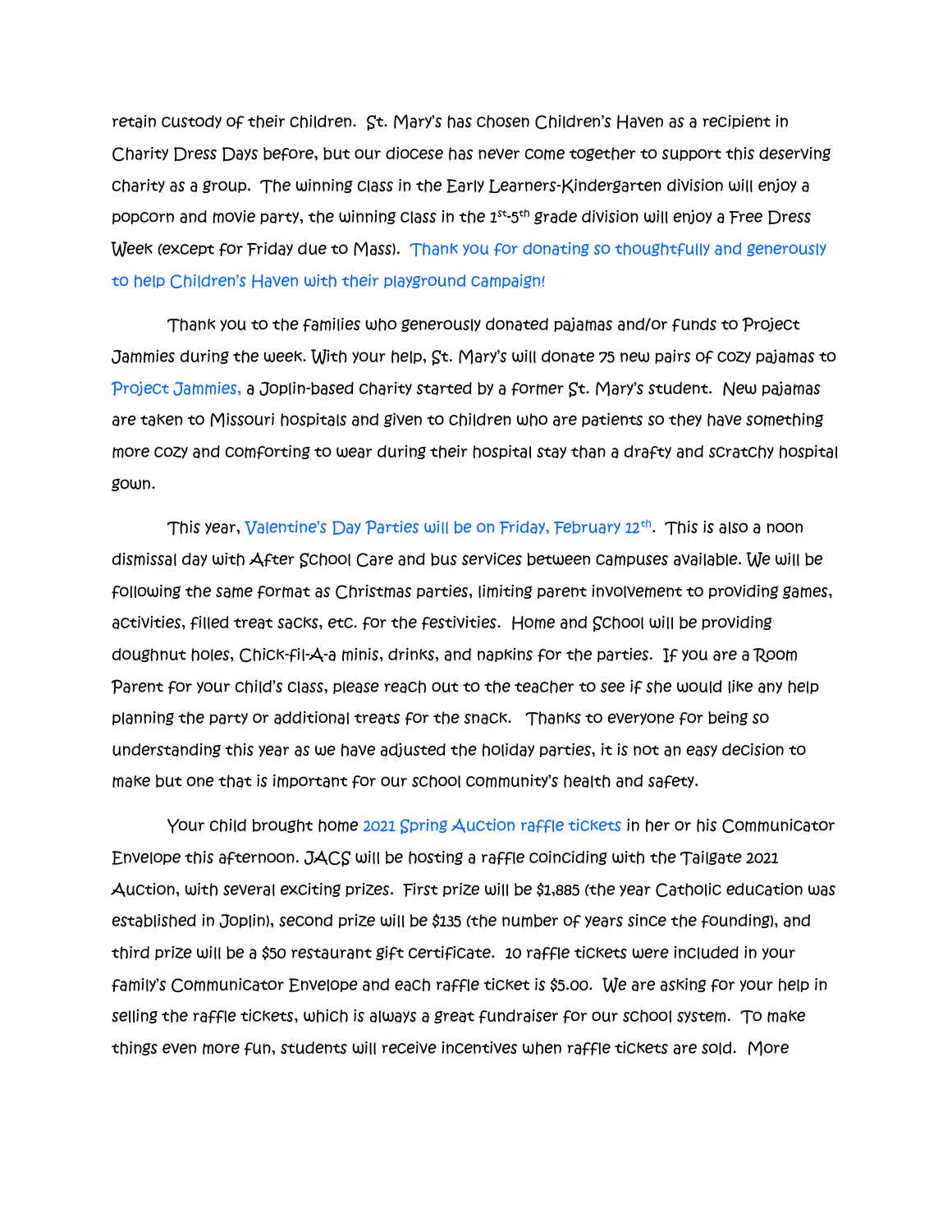retain custody of their children. St. Mary's has chosen Children's Haven as a recipient in Charity Dress Days before, but our diocese has never come together to support this deserving charity as a group. The winning class in the Early Learners-Kindergarten division will enjoy a popcorn and movie party, the winning class in the 1st-5th grade division will enjoy a Free Dress Week (except for Friday due to Mass). Thank you for donating so thoughtfully and generously to help Children's Haven with their playground campaign!

Thank you to the families who generously donated pajamas and/or funds to Project Jammies during the week. With your help, St. Mary's will donate 75 new pairs of cozy pajamas to Project Jammies, a Joplin-based charity started by a former St. Mary's student. New pajamas are taken to Missouri hospitals and given to children who are patients so they have something more cozy and comforting to wear during their hospital stay than a drafty and scratchy hospital gown.

This year, Valentine's Day Parties will be on Friday, February 12th. This is also a noon dismissal day with After School Care and bus services between campuses available. We will be following the same format as Christmas parties, limiting parent involvement to providing games, activities, filled treat sacks, etc. for the festivities. Home and School will be providing doughnut holes, Chick-fil-A-a minis, drinks, and napkins for the parties. If you are a Room Parent for your child's class, please reach out to the teacher to see if she would like any help planning the party or additional treats for the snack. Thanks to everyone for being so understanding this year as we have adjusted the holiday parties, it is not an easy decision to make but one that is important for our school community's health and safety.

Your child brought home 2021 Spring Auction raffle tickets in her or his Communicator Envelope this afternoon. JACS will be hosting a raffle coinciding with the Tailgate 2021 Auction, with several exciting prizes. First prize will be $1,885 (the year Catholic education was established in Joplin), second prize will be $135 (the number of years since the founding), and third prize will be a $50 restaurant gift certificate. 10 raffle tickets were included in your family's Communicator Envelope and each raffle ticket is $5.00. We are asking for your help in selling the raffle tickets, which is always a great fundraiser for our school system. To make things even more fun, students will receive incentives when raffle tickets are sold. More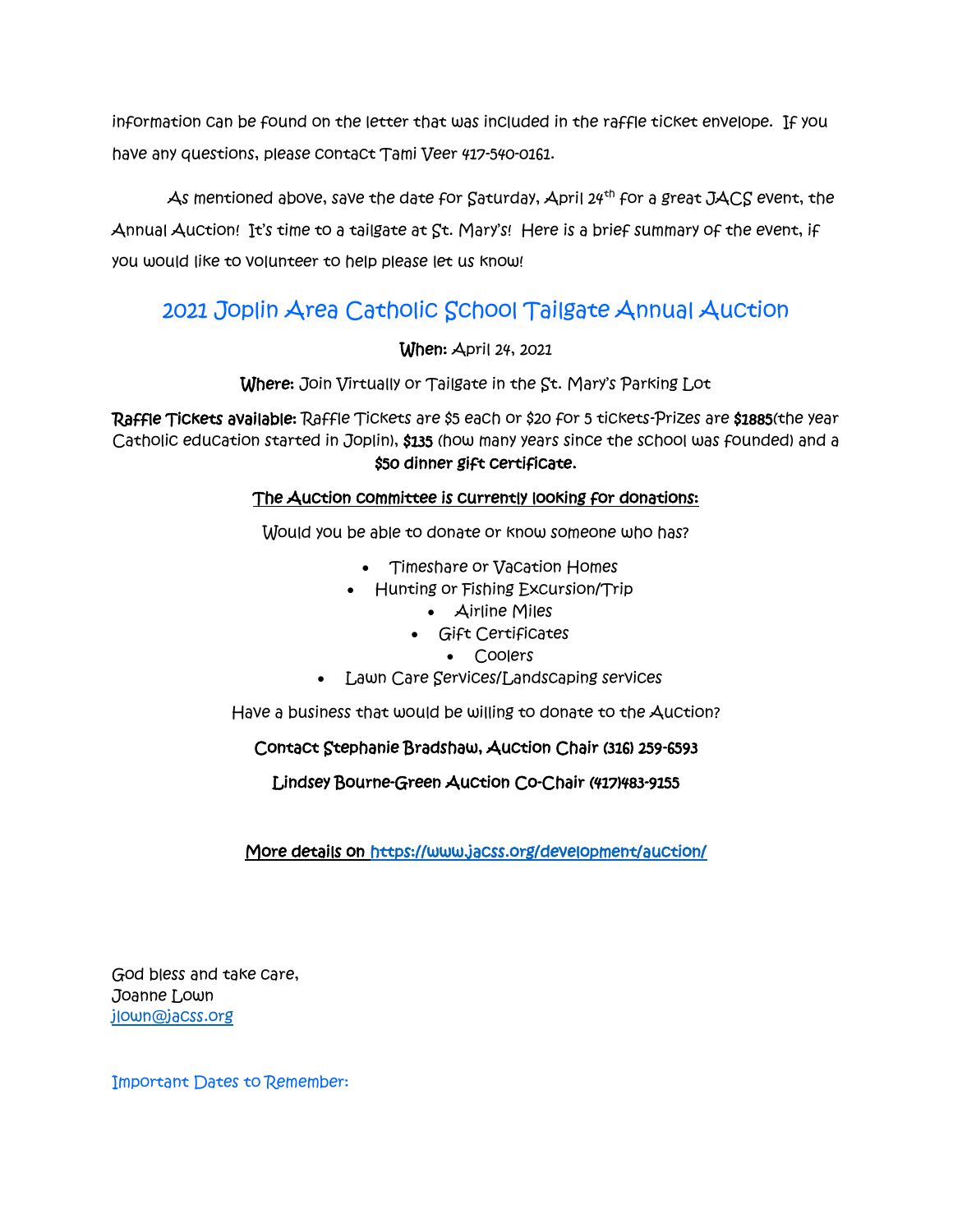information can be found on the letter that was included in the raffle ticket envelope. If you have any questions, please contact Tami Veer 417-540-0161.

As mentioned above, save the date for Saturday, April 24th for a great JACS event, the Annual Auction! It's time to a tailgate at St. Mary's! Here is a brief summary of the event, if you would like to volunteer to help please let us know!

## 2021 Joplin Area Catholic School Tailgate Annual Auction

**When:** April 24, 2021

**Where:** Join Virtually or Tailgate in the St. Mary's Parking Lot

**Raffle Tickets available:** Raffle Tickets are $5 each or $20 for 5 tickets-Prizes are **$1885**(the year Catholic education started in Joplin), **$135** (how many years since the school was founded) and a **$50 dinner gift certificate.**

**The Auction committee is currently looking for donations:**

Would you be able to donate or know someone who has?

- Timeshare or Vacation Homes
- Hunting or Fishing Excursion/Trip
- Airline Miles
- Gift Certificates
- Coolers
- Lawn Care Services/Landscaping services

Have a business that would be willing to donate to the Auction?

**Contact Stephanie Bradshaw, Auction Chair (316) 259-6593**

**Lindsey Bourne-Green Auction Co-Chair (417)483-9155**

**More details on https://www.jacss.org/development/auction/**

God bless and take care,
Joanne Lown
jlown@jacss.org

Important Dates to Remember: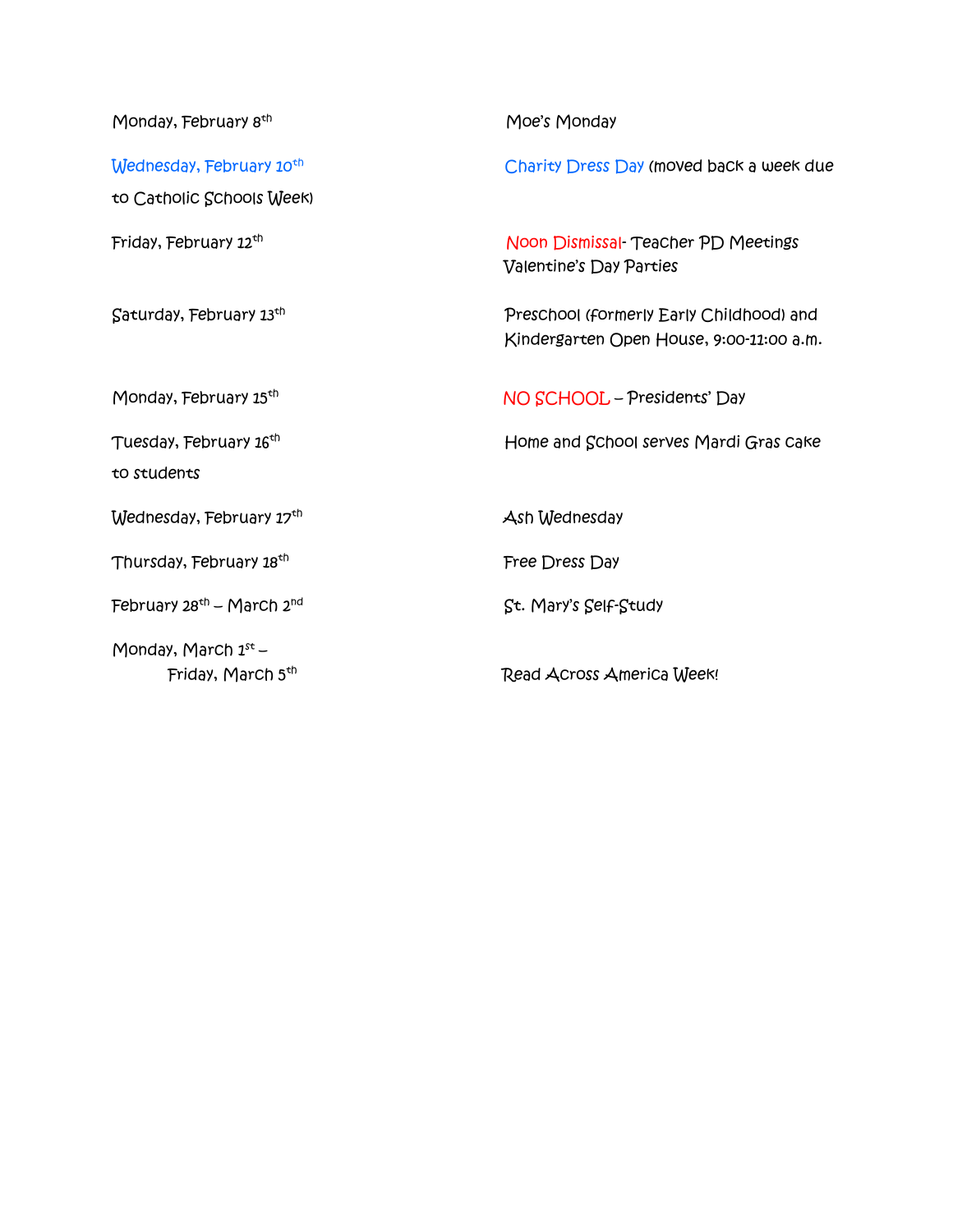| | |
|---|---|
| Monday, February 8th | Moe's Monday |
| Wednesday, February 10th | Charity Dress Day (moved back a week due to Catholic Schools Week) |
| Friday, February 12th | Noon Dismissal- Teacher PD Meetings<br>Valentine's Day Parties |
| Saturday, February 13th | Preschool (formerly Early Childhood) and Kindergarten Open House, 9:00-11:00 a.m. |
| Monday, February 15th | NO SCHOOL – Presidents' Day |
| Tuesday, February 16th | Home and School serves Mardi Gras cake to students |
| Wednesday, February 17th | Ash Wednesday |
| Thursday, February 18th | Free Dress Day |
| February 28th – March 2nd | St. Mary's Self-Study |
| Monday, March 1st – Friday, March 5th | Read Across America Week! |